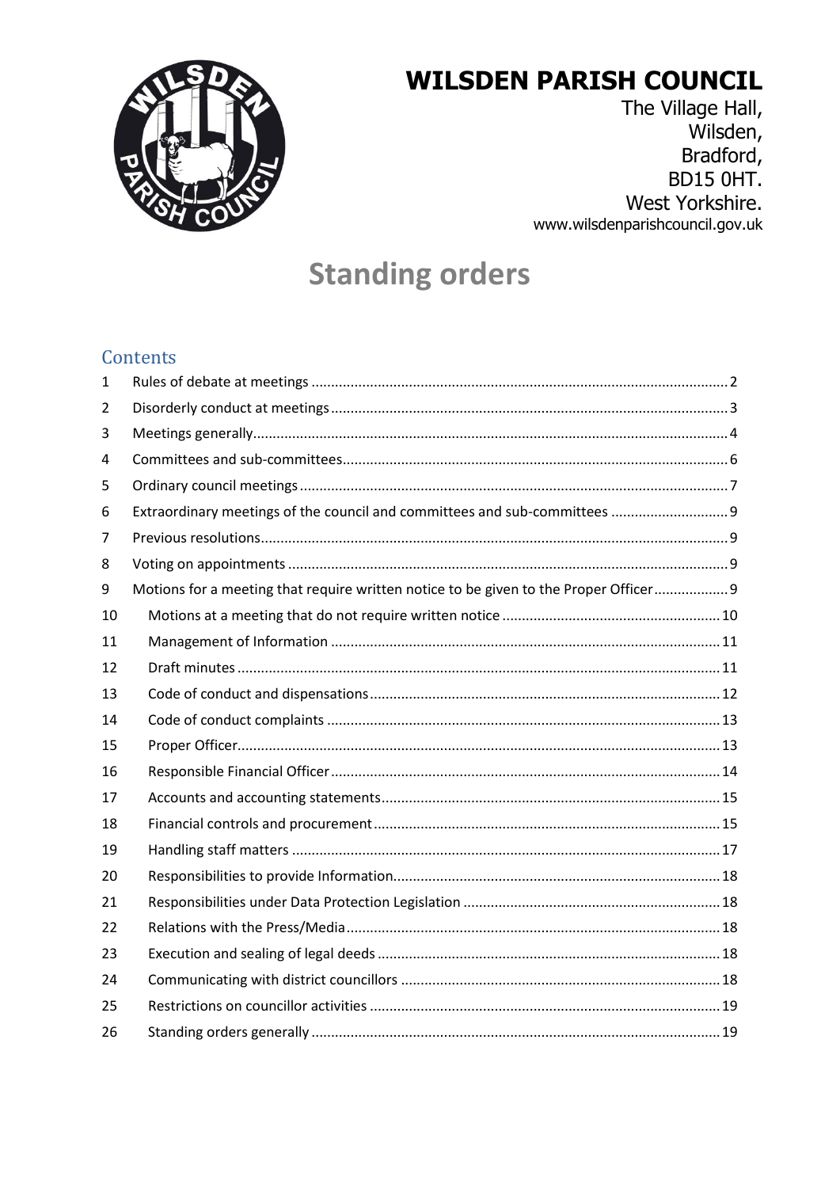# WILSDEN PARISH COUNCIL

The Village Hall,
Wilsden,
Bradford,
BD15 0HT.
West Yorkshire.
www.wilsdenparishcouncil.gov.uk

# Standing orders

## Contents

| | | |
|---|---|---|
| 1 | Rules of debate at meetings | 2 |
| 2 | Disorderly conduct at meetings | 3 |
| 3 | Meetings generally | 4 |
| 4 | Committees and sub-committees | 6 |
| 5 | Ordinary council meetings | 7 |
| 6 | Extraordinary meetings of the council and committees and sub-committees | 9 |
| 7 | Previous resolutions | 9 |
| 8 | Voting on appointments | 9 |
| 9 | Motions for a meeting that require written notice to be given to the Proper Officer | 9 |
| 10 | Motions at a meeting that do not require written notice | 10 |
| 11 | Management of Information | 11 |
| 12 | Draft minutes | 11 |
| 13 | Code of conduct and dispensations | 12 |
| 14 | Code of conduct complaints | 13 |
| 15 | Proper Officer | 13 |
| 16 | Responsible Financial Officer | 14 |
| 17 | Accounts and accounting statements | 15 |
| 18 | Financial controls and procurement | 15 |
| 19 | Handling staff matters | 17 |
| 20 | Responsibilities to provide Information | 18 |
| 21 | Responsibilities under Data Protection Legislation | 18 |
| 22 | Relations with the Press/Media | 18 |
| 23 | Execution and sealing of legal deeds | 18 |
| 24 | Communicating with district councillors | 18 |
| 25 | Restrictions on councillor activities | 19 |
| 26 | Standing orders generally | 19 |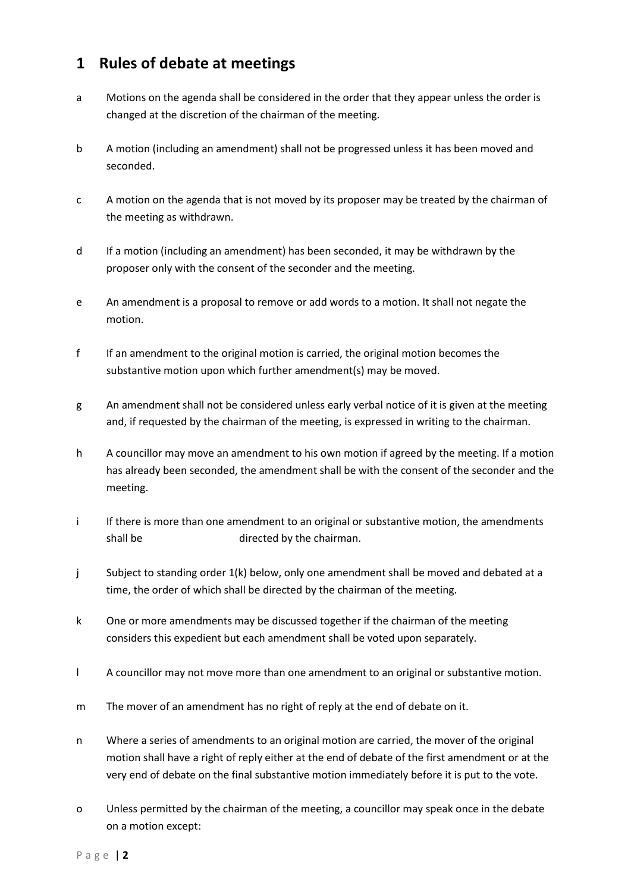# 1 Rules of debate at meetings

a Motions on the agenda shall be considered in the order that they appear unless the order is changed at the discretion of the chairman of the meeting.

b A motion (including an amendment) shall not be progressed unless it has been moved and seconded.

c A motion on the agenda that is not moved by its proposer may be treated by the chairman of the meeting as withdrawn.

d If a motion (including an amendment) has been seconded, it may be withdrawn by the proposer only with the consent of the seconder and the meeting.

e An amendment is a proposal to remove or add words to a motion. It shall not negate the motion.

f If an amendment to the original motion is carried, the original motion becomes the substantive motion upon which further amendment(s) may be moved.

g An amendment shall not be considered unless early verbal notice of it is given at the meeting and, if requested by the chairman of the meeting, is expressed in writing to the chairman.

h A councillor may move an amendment to his own motion if agreed by the meeting. If a motion has already been seconded, the amendment shall be with the consent of the seconder and the meeting.

i If there is more than one amendment to an original or substantive motion, the amendments shall be directed by the chairman.

j Subject to standing order 1(k) below, only one amendment shall be moved and debated at a time, the order of which shall be directed by the chairman of the meeting.

k One or more amendments may be discussed together if the chairman of the meeting considers this expedient but each amendment shall be voted upon separately.

l A councillor may not move more than one amendment to an original or substantive motion.

m The mover of an amendment has no right of reply at the end of debate on it.

n Where a series of amendments to an original motion are carried, the mover of the original motion shall have a right of reply either at the end of debate of the first amendment or at the very end of debate on the final substantive motion immediately before it is put to the vote.

o Unless permitted by the chairman of the meeting, a councillor may speak once in the debate on a motion except: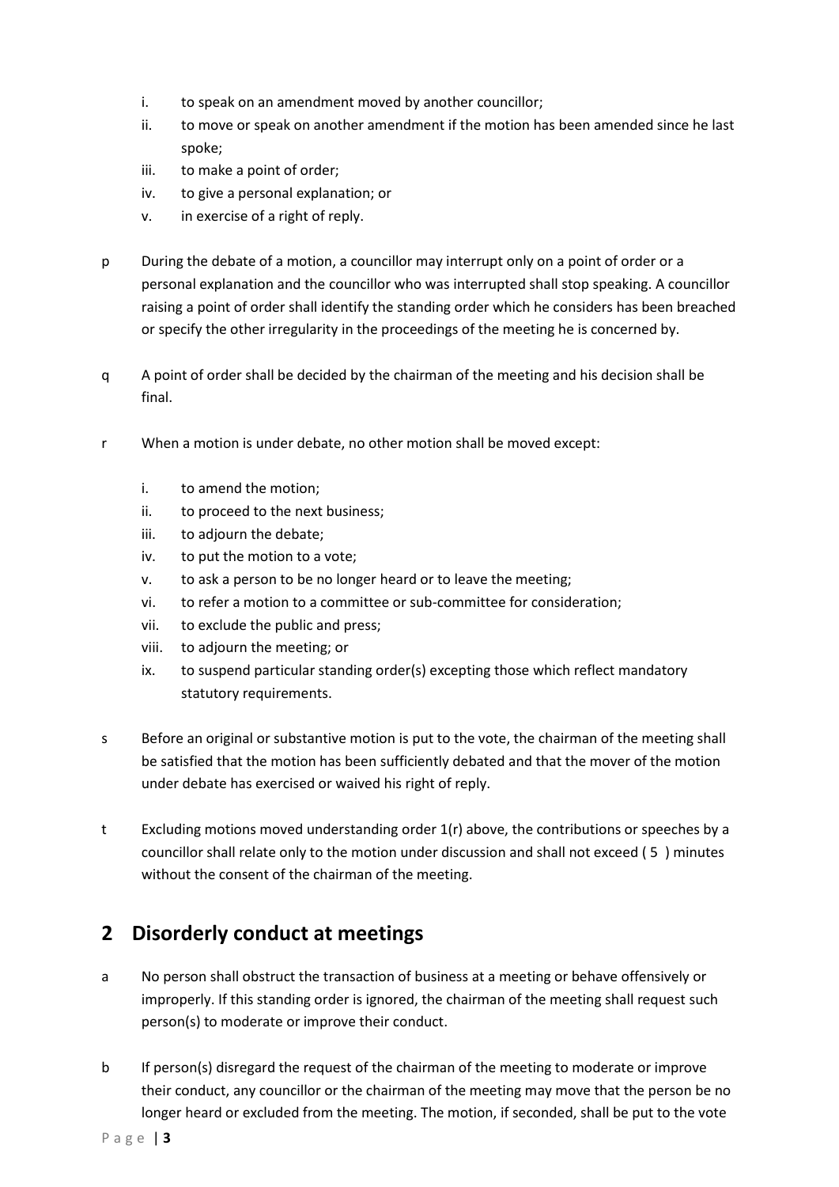i. to speak on an amendment moved by another councillor;
ii. to move or speak on another amendment if the motion has been amended since he last spoke;
iii. to make a point of order;
iv. to give a personal explanation; or
v. in exercise of a right of reply.

p During the debate of a motion, a councillor may interrupt only on a point of order or a personal explanation and the councillor who was interrupted shall stop speaking. A councillor raising a point of order shall identify the standing order which he considers has been breached or specify the other irregularity in the proceedings of the meeting he is concerned by.

q A point of order shall be decided by the chairman of the meeting and his decision shall be final.

r When a motion is under debate, no other motion shall be moved except:

i. to amend the motion;
ii. to proceed to the next business;
iii. to adjourn the debate;
iv. to put the motion to a vote;
v. to ask a person to be no longer heard or to leave the meeting;
vi. to refer a motion to a committee or sub-committee for consideration;
vii. to exclude the public and press;
viii. to adjourn the meeting; or
ix. to suspend particular standing order(s) excepting those which reflect mandatory statutory requirements.

s Before an original or substantive motion is put to the vote, the chairman of the meeting shall be satisfied that the motion has been sufficiently debated and that the mover of the motion under debate has exercised or waived his right of reply.

t Excluding motions moved understanding order 1(r) above, the contributions or speeches by a councillor shall relate only to the motion under discussion and shall not exceed ( 5 ) minutes without the consent of the chairman of the meeting.

## 2 Disorderly conduct at meetings

a No person shall obstruct the transaction of business at a meeting or behave offensively or improperly. If this standing order is ignored, the chairman of the meeting shall request such person(s) to moderate or improve their conduct.

b If person(s) disregard the request of the chairman of the meeting to moderate or improve their conduct, any councillor or the chairman of the meeting may move that the person be no longer heard or excluded from the meeting. The motion, if seconded, shall be put to the vote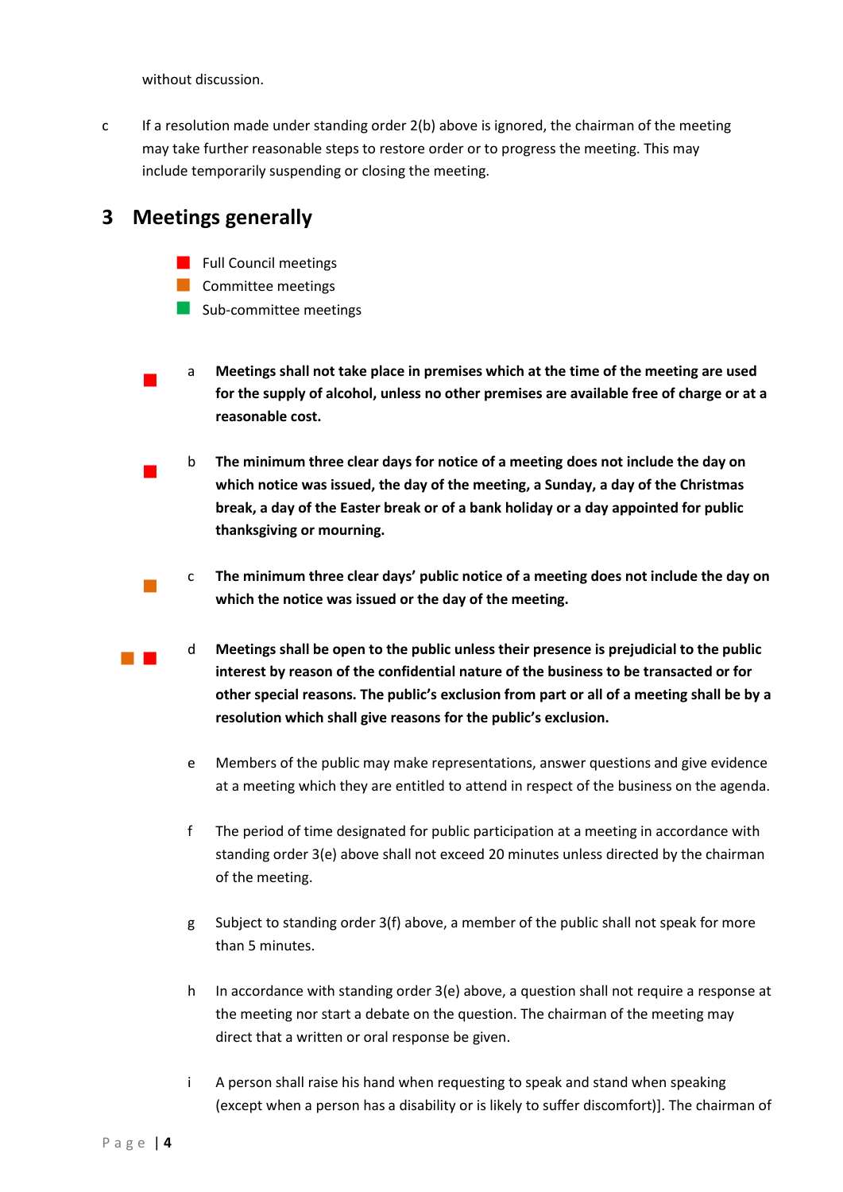without discussion.

c If a resolution made under standing order 2(b) above is ignored, the chairman of the meeting may take further reasonable steps to restore order or to progress the meeting. This may include temporarily suspending or closing the meeting.

## 3 Meetings generally

- Full Council meetings
- Committee meetings
- Sub-committee meetings

a **Meetings shall not take place in premises which at the time of the meeting are used for the supply of alcohol, unless no other premises are available free of charge or at a reasonable cost.**

b **The minimum three clear days for notice of a meeting does not include the day on which notice was issued, the day of the meeting, a Sunday, a day of the Christmas break, a day of the Easter break or of a bank holiday or a day appointed for public thanksgiving or mourning.**

c **The minimum three clear days' public notice of a meeting does not include the day on which the notice was issued or the day of the meeting.**

d **Meetings shall be open to the public unless their presence is prejudicial to the public interest by reason of the confidential nature of the business to be transacted or for other special reasons. The public's exclusion from part or all of a meeting shall be by a resolution which shall give reasons for the public's exclusion.**

e Members of the public may make representations, answer questions and give evidence at a meeting which they are entitled to attend in respect of the business on the agenda.

f The period of time designated for public participation at a meeting in accordance with standing order 3(e) above shall not exceed 20 minutes unless directed by the chairman of the meeting.

g Subject to standing order 3(f) above, a member of the public shall not speak for more than 5 minutes.

h In accordance with standing order 3(e) above, a question shall not require a response at the meeting nor start a debate on the question. The chairman of the meeting may direct that a written or oral response be given.

i A person shall raise his hand when requesting to speak and stand when speaking (except when a person has a disability or is likely to suffer discomfort)]. The chairman of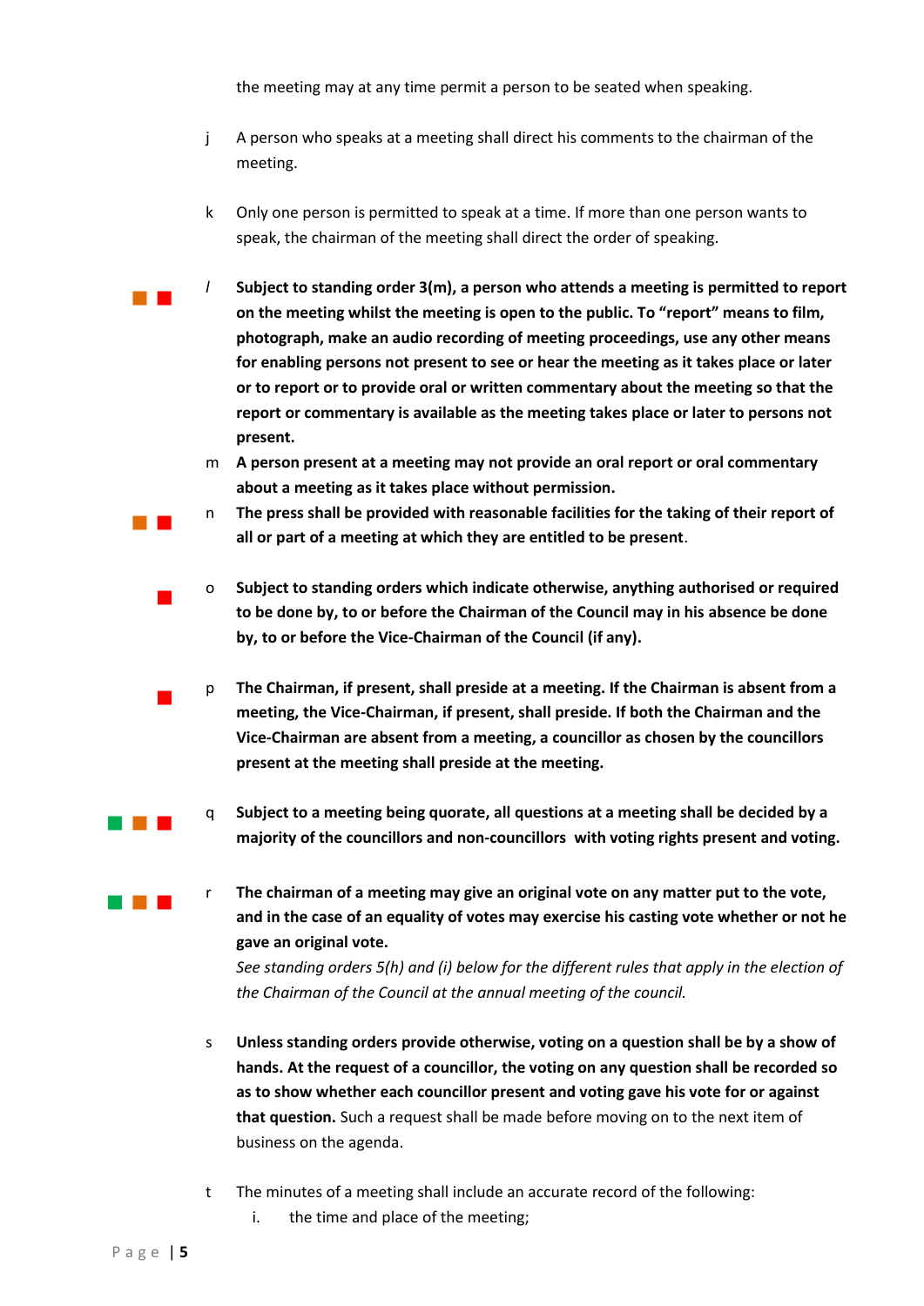the meeting may at any time permit a person to be seated when speaking.

j A person who speaks at a meeting shall direct his comments to the chairman of the meeting.

k Only one person is permitted to speak at a time. If more than one person wants to speak, the chairman of the meeting shall direct the order of speaking.

*l* **Subject to standing order 3(m), a person who attends a meeting is permitted to report on the meeting whilst the meeting is open to the public. To "report" means to film, photograph, make an audio recording of meeting proceedings, use any other means for enabling persons not present to see or hear the meeting as it takes place or later or to report or to provide oral or written commentary about the meeting so that the report or commentary is available as the meeting takes place or later to persons not present.**

m **A person present at a meeting may not provide an oral report or oral commentary about a meeting as it takes place without permission.**

n **The press shall be provided with reasonable facilities for the taking of their report of all or part of a meeting at which they are entitled to be present**.

o **Subject to standing orders which indicate otherwise, anything authorised or required to be done by, to or before the Chairman of the Council may in his absence be done by, to or before the Vice-Chairman of the Council (if any).**

p **The Chairman, if present, shall preside at a meeting. If the Chairman is absent from a meeting, the Vice-Chairman, if present, shall preside. If both the Chairman and the Vice-Chairman are absent from a meeting, a councillor as chosen by the councillors present at the meeting shall preside at the meeting.**

q **Subject to a meeting being quorate, all questions at a meeting shall be decided by a majority of the councillors and non-councillors with voting rights present and voting.**

r **The chairman of a meeting may give an original vote on any matter put to the vote, and in the case of an equality of votes may exercise his casting vote whether or not he gave an original vote.**
*See standing orders 5(h) and (i) below for the different rules that apply in the election of the Chairman of the Council at the annual meeting of the council.*

s **Unless standing orders provide otherwise, voting on a question shall be by a show of hands. At the request of a councillor, the voting on any question shall be recorded so as to show whether each councillor present and voting gave his vote for or against that question.** Such a request shall be made before moving on to the next item of business on the agenda.

t The minutes of a meeting shall include an accurate record of the following:

   i. the time and place of the meeting;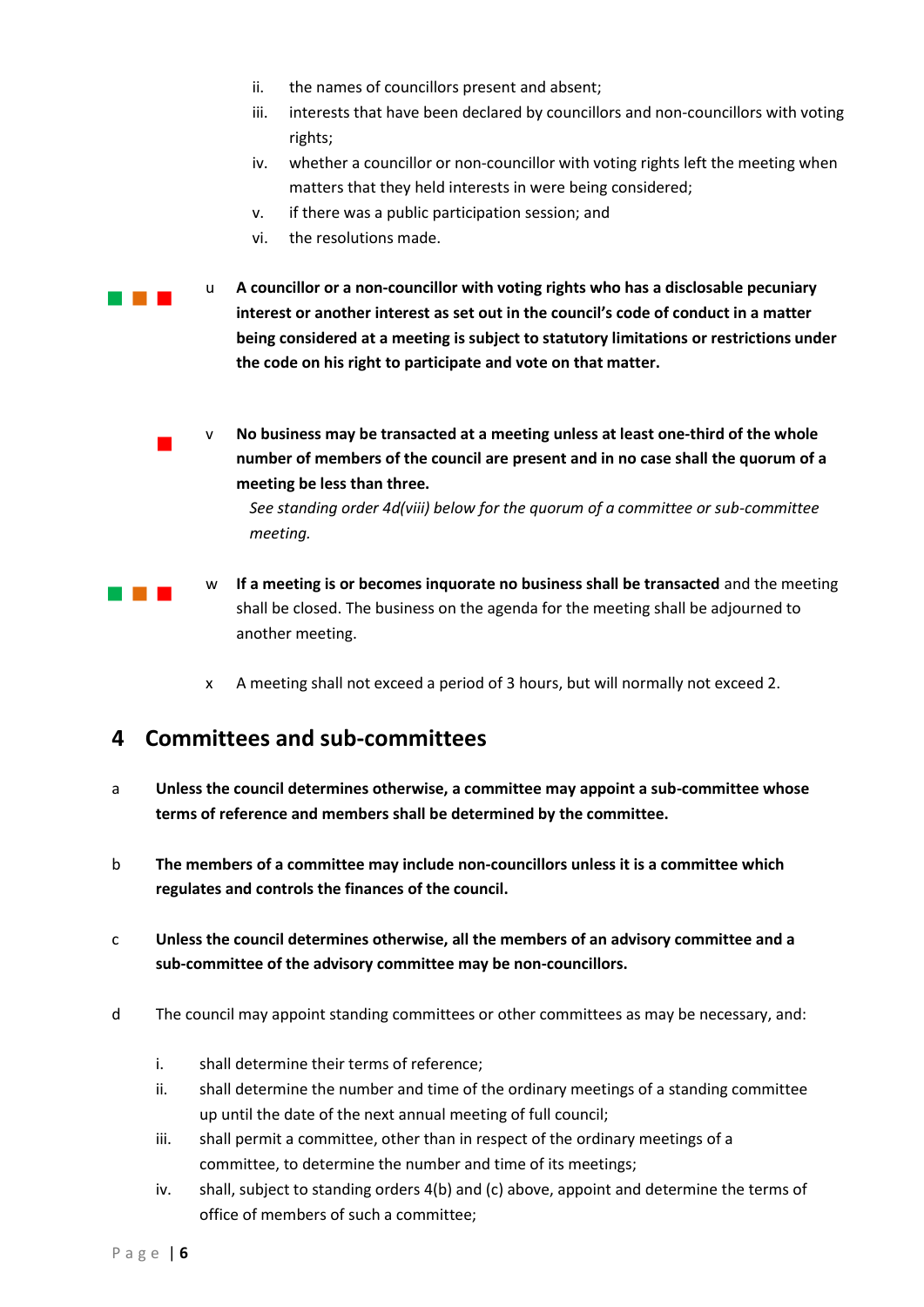ii. the names of councillors present and absent;
iii. interests that have been declared by councillors and non-councillors with voting rights;
iv. whether a councillor or non-councillor with voting rights left the meeting when matters that they held interests in were being considered;
v. if there was a public participation session; and
vi. the resolutions made.

u **A councillor or a non-councillor with voting rights who has a disclosable pecuniary interest or another interest as set out in the council's code of conduct in a matter being considered at a meeting is subject to statutory limitations or restrictions under the code on his right to participate and vote on that matter.**

v **No business may be transacted at a meeting unless at least one-third of the whole number of members of the council are present and in no case shall the quorum of a meeting be less than three.**
*See standing order 4d(viii) below for the quorum of a committee or sub-committee meeting.*

w **If a meeting is or becomes inquorate no business shall be transacted** and the meeting shall be closed. The business on the agenda for the meeting shall be adjourned to another meeting.

x A meeting shall not exceed a period of 3 hours, but will normally not exceed 2.

## 4 Committees and sub-committees

a **Unless the council determines otherwise, a committee may appoint a sub-committee whose terms of reference and members shall be determined by the committee.**

b **The members of a committee may include non-councillors unless it is a committee which regulates and controls the finances of the council.**

c **Unless the council determines otherwise, all the members of an advisory committee and a sub-committee of the advisory committee may be non-councillors.**

d The council may appoint standing committees or other committees as may be necessary, and:

i. shall determine their terms of reference;
ii. shall determine the number and time of the ordinary meetings of a standing committee up until the date of the next annual meeting of full council;
iii. shall permit a committee, other than in respect of the ordinary meetings of a committee, to determine the number and time of its meetings;
iv. shall, subject to standing orders 4(b) and (c) above, appoint and determine the terms of office of members of such a committee;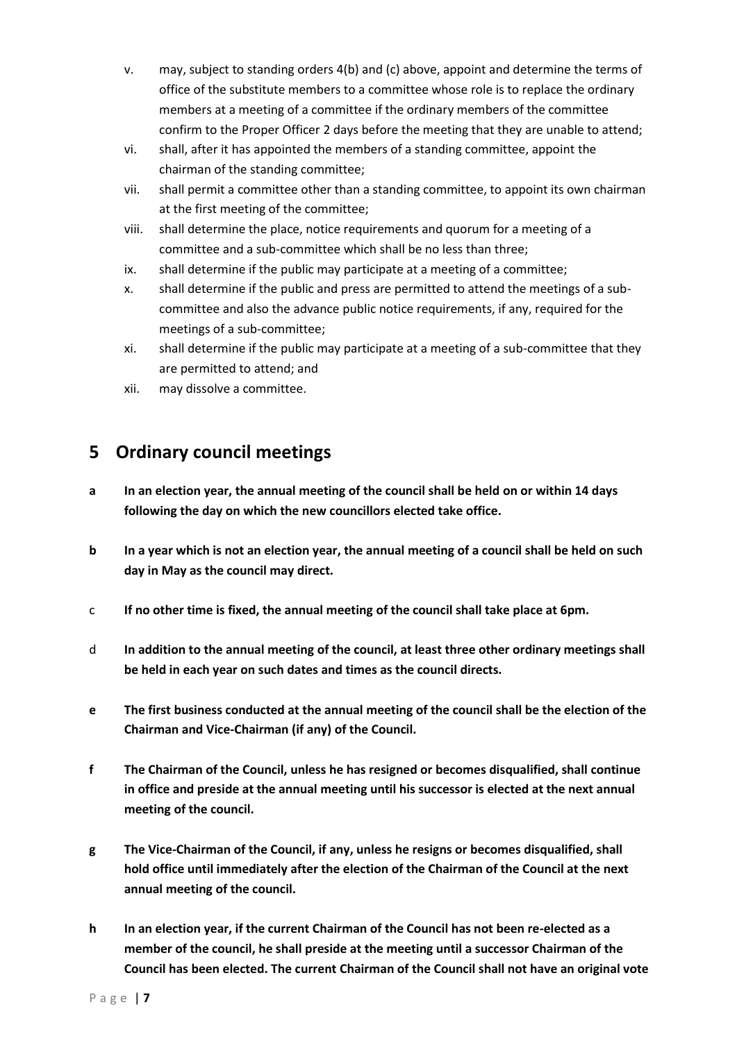v. may, subject to standing orders 4(b) and (c) above, appoint and determine the terms of office of the substitute members to a committee whose role is to replace the ordinary members at a meeting of a committee if the ordinary members of the committee confirm to the Proper Officer 2 days before the meeting that they are unable to attend;

vi. shall, after it has appointed the members of a standing committee, appoint the chairman of the standing committee;

vii. shall permit a committee other than a standing committee, to appoint its own chairman at the first meeting of the committee;

viii. shall determine the place, notice requirements and quorum for a meeting of a committee and a sub-committee which shall be no less than three;

ix. shall determine if the public may participate at a meeting of a committee;

x. shall determine if the public and press are permitted to attend the meetings of a sub-committee and also the advance public notice requirements, if any, required for the meetings of a sub-committee;

xi. shall determine if the public may participate at a meeting of a sub-committee that they are permitted to attend; and

xii. may dissolve a committee.

## 5 Ordinary council meetings

**a In an election year, the annual meeting of the council shall be held on or within 14 days following the day on which the new councillors elected take office.**

**b In a year which is not an election year, the annual meeting of a council shall be held on such day in May as the council may direct.**

**c If no other time is fixed, the annual meeting of the council shall take place at 6pm.**

**d In addition to the annual meeting of the council, at least three other ordinary meetings shall be held in each year on such dates and times as the council directs.**

**e The first business conducted at the annual meeting of the council shall be the election of the Chairman and Vice-Chairman (if any) of the Council.**

**f The Chairman of the Council, unless he has resigned or becomes disqualified, shall continue in office and preside at the annual meeting until his successor is elected at the next annual meeting of the council.**

**g The Vice-Chairman of the Council, if any, unless he resigns or becomes disqualified, shall hold office until immediately after the election of the Chairman of the Council at the next annual meeting of the council.**

**h In an election year, if the current Chairman of the Council has not been re-elected as a member of the council, he shall preside at the meeting until a successor Chairman of the Council has been elected. The current Chairman of the Council shall not have an original vote**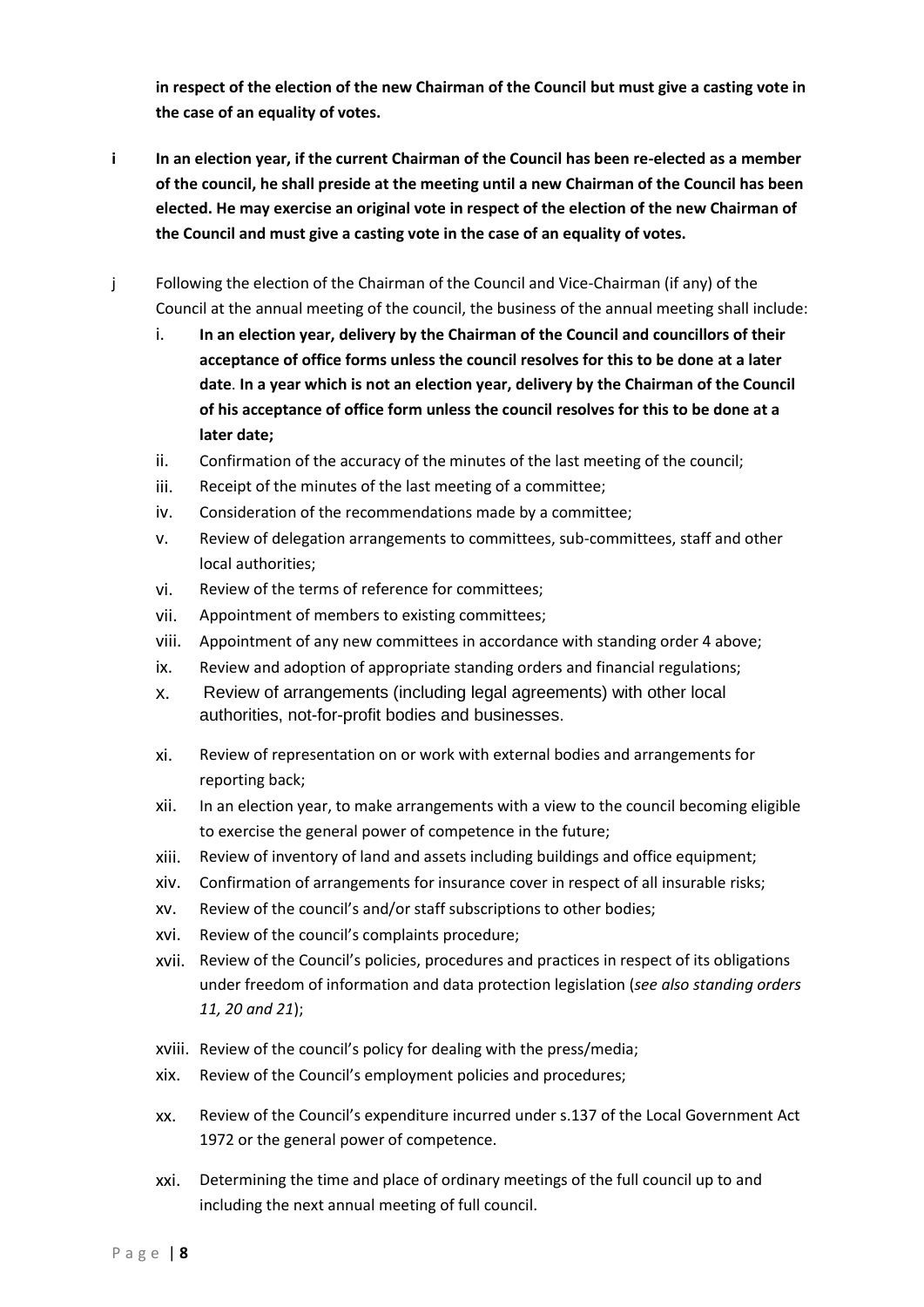**in respect of the election of the new Chairman of the Council but must give a casting vote in the case of an equality of votes.**

i **In an election year, if the current Chairman of the Council has been re-elected as a member of the council, he shall preside at the meeting until a new Chairman of the Council has been elected. He may exercise an original vote in respect of the election of the new Chairman of the Council and must give a casting vote in the case of an equality of votes.**

j Following the election of the Chairman of the Council and Vice-Chairman (if any) of the Council at the annual meeting of the council, the business of the annual meeting shall include:

i. **In an election year, delivery by the Chairman of the Council and councillors of their acceptance of office forms unless the council resolves for this to be done at a later date**. **In a year which is not an election year, delivery by the Chairman of the Council of his acceptance of office form unless the council resolves for this to be done at a later date;**

ii. Confirmation of the accuracy of the minutes of the last meeting of the council;

iii. Receipt of the minutes of the last meeting of a committee;

iv. Consideration of the recommendations made by a committee;

v. Review of delegation arrangements to committees, sub-committees, staff and other local authorities;

vi. Review of the terms of reference for committees;

vii. Appointment of members to existing committees;

viii. Appointment of any new committees in accordance with standing order 4 above;

ix. Review and adoption of appropriate standing orders and financial regulations;

x. Review of arrangements (including legal agreements) with other local authorities, not-for-profit bodies and businesses.

xi. Review of representation on or work with external bodies and arrangements for reporting back;

xii. In an election year, to make arrangements with a view to the council becoming eligible to exercise the general power of competence in the future;

xiii. Review of inventory of land and assets including buildings and office equipment;

xiv. Confirmation of arrangements for insurance cover in respect of all insurable risks;

xv. Review of the council's and/or staff subscriptions to other bodies;

xvi. Review of the council's complaints procedure;

xvii. Review of the Council's policies, procedures and practices in respect of its obligations under freedom of information and data protection legislation (*see also standing orders 11, 20 and 21*);

xviii. Review of the council's policy for dealing with the press/media;

xix. Review of the Council's employment policies and procedures;

xx. Review of the Council's expenditure incurred under s.137 of the Local Government Act 1972 or the general power of competence.

xxi. Determining the time and place of ordinary meetings of the full council up to and including the next annual meeting of full council.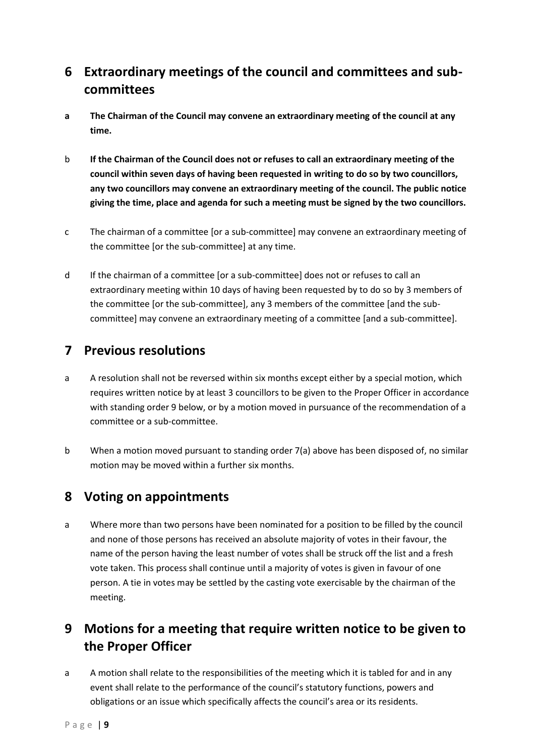## 6 Extraordinary meetings of the council and committees and sub-committees

a **The Chairman of the Council may convene an extraordinary meeting of the council at any time.**

b **If the Chairman of the Council does not or refuses to call an extraordinary meeting of the council within seven days of having been requested in writing to do so by two councillors, any two councillors may convene an extraordinary meeting of the council. The public notice giving the time, place and agenda for such a meeting must be signed by the two councillors.**

c The chairman of a committee [or a sub-committee] may convene an extraordinary meeting of the committee [or the sub-committee] at any time.

d If the chairman of a committee [or a sub-committee] does not or refuses to call an extraordinary meeting within 10 days of having been requested by to do so by 3 members of the committee [or the sub-committee], any 3 members of the committee [and the sub-committee] may convene an extraordinary meeting of a committee [and a sub-committee].

## 7 Previous resolutions

a A resolution shall not be reversed within six months except either by a special motion, which requires written notice by at least 3 councillors to be given to the Proper Officer in accordance with standing order 9 below, or by a motion moved in pursuance of the recommendation of a committee or a sub-committee.

b When a motion moved pursuant to standing order 7(a) above has been disposed of, no similar motion may be moved within a further six months.

## 8 Voting on appointments

a Where more than two persons have been nominated for a position to be filled by the council and none of those persons has received an absolute majority of votes in their favour, the name of the person having the least number of votes shall be struck off the list and a fresh vote taken. This process shall continue until a majority of votes is given in favour of one person. A tie in votes may be settled by the casting vote exercisable by the chairman of the meeting.

## 9 Motions for a meeting that require written notice to be given to the Proper Officer

a A motion shall relate to the responsibilities of the meeting which it is tabled for and in any event shall relate to the performance of the council's statutory functions, powers and obligations or an issue which specifically affects the council's area or its residents.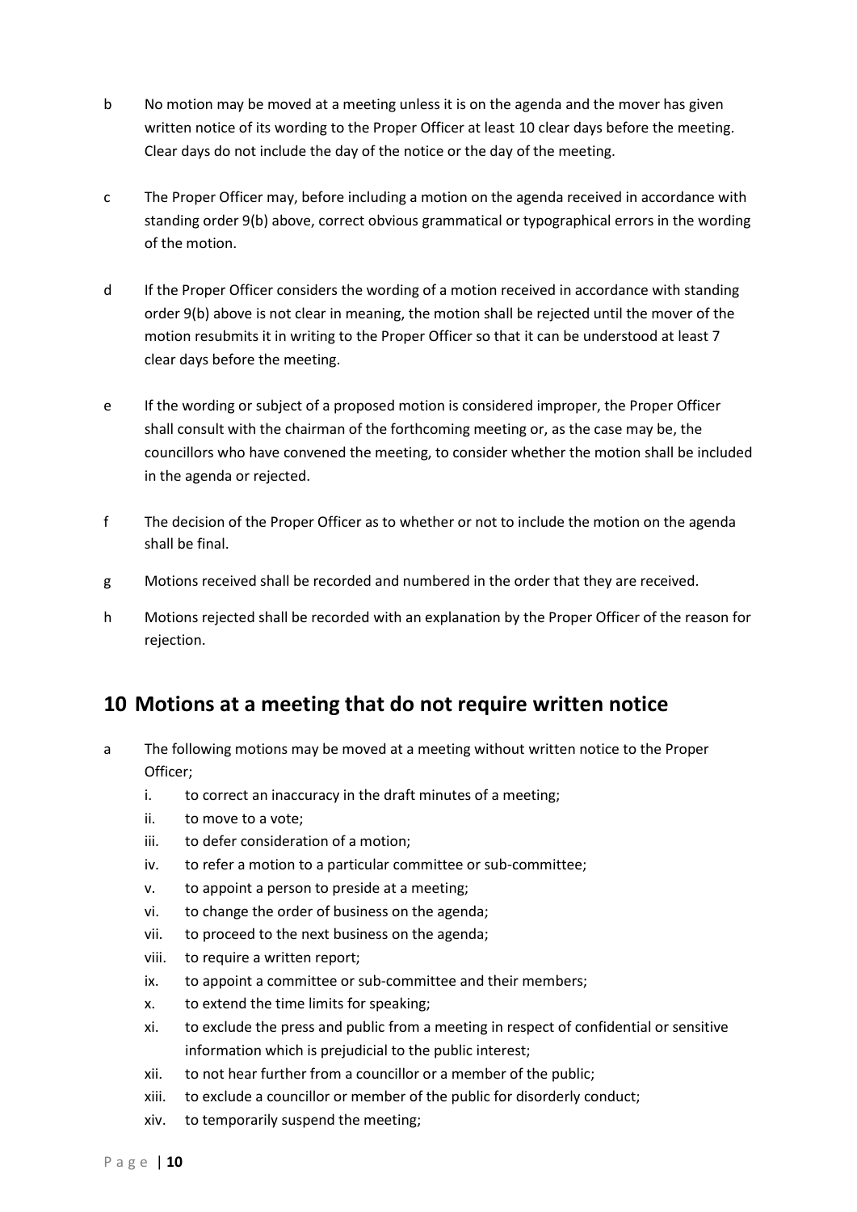b No motion may be moved at a meeting unless it is on the agenda and the mover has given written notice of its wording to the Proper Officer at least 10 clear days before the meeting. Clear days do not include the day of the notice or the day of the meeting.

c The Proper Officer may, before including a motion on the agenda received in accordance with standing order 9(b) above, correct obvious grammatical or typographical errors in the wording of the motion.

d If the Proper Officer considers the wording of a motion received in accordance with standing order 9(b) above is not clear in meaning, the motion shall be rejected until the mover of the motion resubmits it in writing to the Proper Officer so that it can be understood at least 7 clear days before the meeting.

e If the wording or subject of a proposed motion is considered improper, the Proper Officer shall consult with the chairman of the forthcoming meeting or, as the case may be, the councillors who have convened the meeting, to consider whether the motion shall be included in the agenda or rejected.

f The decision of the Proper Officer as to whether or not to include the motion on the agenda shall be final.

g Motions received shall be recorded and numbered in the order that they are received.

h Motions rejected shall be recorded with an explanation by the Proper Officer of the reason for rejection.

## 10 Motions at a meeting that do not require written notice

a The following motions may be moved at a meeting without written notice to the Proper Officer;

i. to correct an inaccuracy in the draft minutes of a meeting;
ii. to move to a vote;
iii. to defer consideration of a motion;
iv. to refer a motion to a particular committee or sub-committee;
v. to appoint a person to preside at a meeting;
vi. to change the order of business on the agenda;
vii. to proceed to the next business on the agenda;
viii. to require a written report;
ix. to appoint a committee or sub-committee and their members;
x. to extend the time limits for speaking;
xi. to exclude the press and public from a meeting in respect of confidential or sensitive information which is prejudicial to the public interest;
xii. to not hear further from a councillor or a member of the public;
xiii. to exclude a councillor or member of the public for disorderly conduct;
xiv. to temporarily suspend the meeting;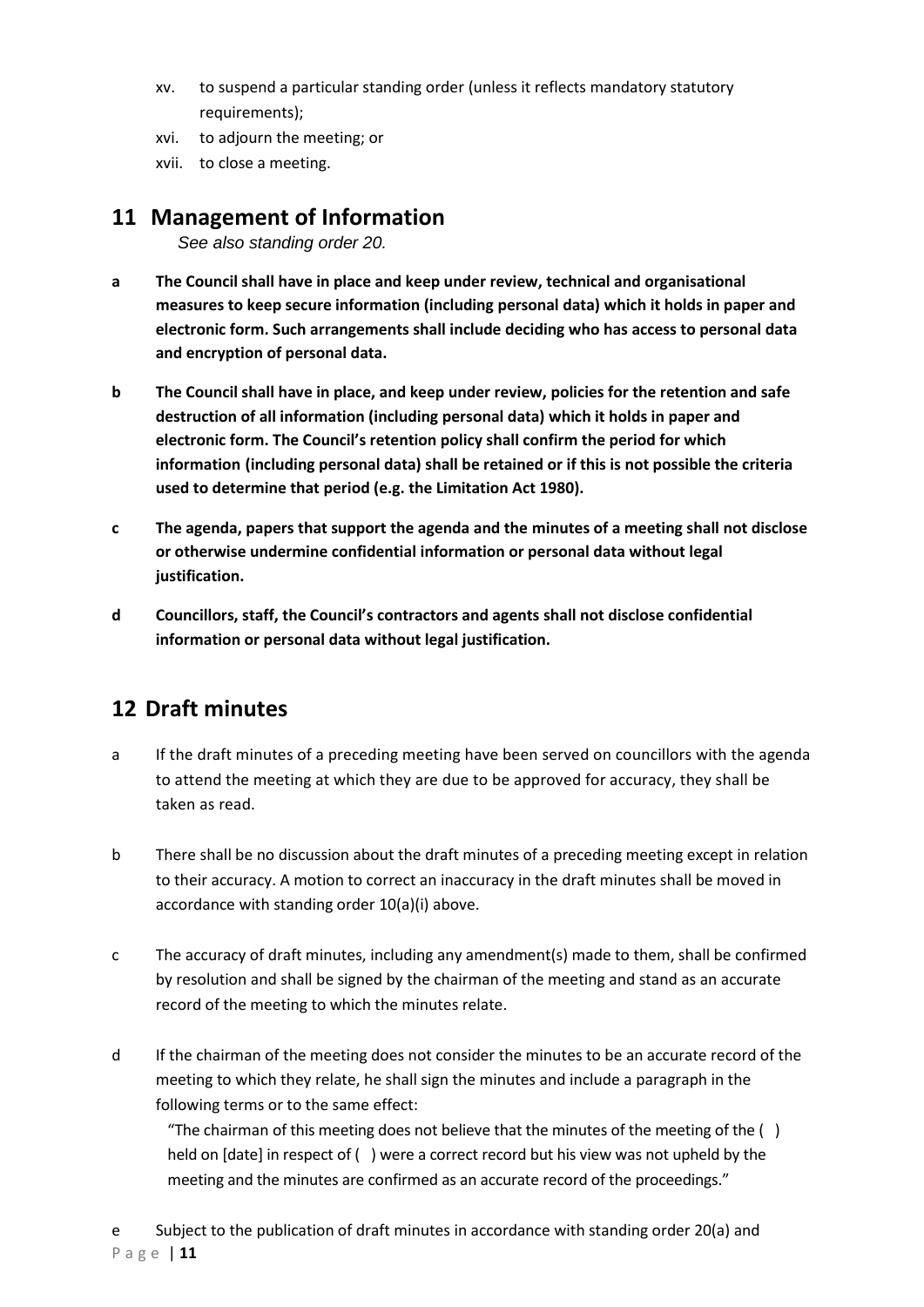xv. to suspend a particular standing order (unless it reflects mandatory statutory requirements);

xvi. to adjourn the meeting; or

xvii. to close a meeting.

## 11 Management of Information

*See also standing order 20.*

**a The Council shall have in place and keep under review, technical and organisational measures to keep secure information (including personal data) which it holds in paper and electronic form. Such arrangements shall include deciding who has access to personal data and encryption of personal data.**

**b The Council shall have in place, and keep under review, policies for the retention and safe destruction of all information (including personal data) which it holds in paper and electronic form. The Council's retention policy shall confirm the period for which information (including personal data) shall be retained or if this is not possible the criteria used to determine that period (e.g. the Limitation Act 1980).**

**c The agenda, papers that support the agenda and the minutes of a meeting shall not disclose or otherwise undermine confidential information or personal data without legal justification.**

**d Councillors, staff, the Council's contractors and agents shall not disclose confidential information or personal data without legal justification.**

## 12 Draft minutes

a If the draft minutes of a preceding meeting have been served on councillors with the agenda to attend the meeting at which they are due to be approved for accuracy, they shall be taken as read.

b There shall be no discussion about the draft minutes of a preceding meeting except in relation to their accuracy. A motion to correct an inaccuracy in the draft minutes shall be moved in accordance with standing order 10(a)(i) above.

c The accuracy of draft minutes, including any amendment(s) made to them, shall be confirmed by resolution and shall be signed by the chairman of the meeting and stand as an accurate record of the meeting to which the minutes relate.

d If the chairman of the meeting does not consider the minutes to be an accurate record of the meeting to which they relate, he shall sign the minutes and include a paragraph in the following terms or to the same effect:

"The chairman of this meeting does not believe that the minutes of the meeting of the ( ) held on [date] in respect of ( ) were a correct record but his view was not upheld by the meeting and the minutes are confirmed as an accurate record of the proceedings."

e Subject to the publication of draft minutes in accordance with standing order 20(a) and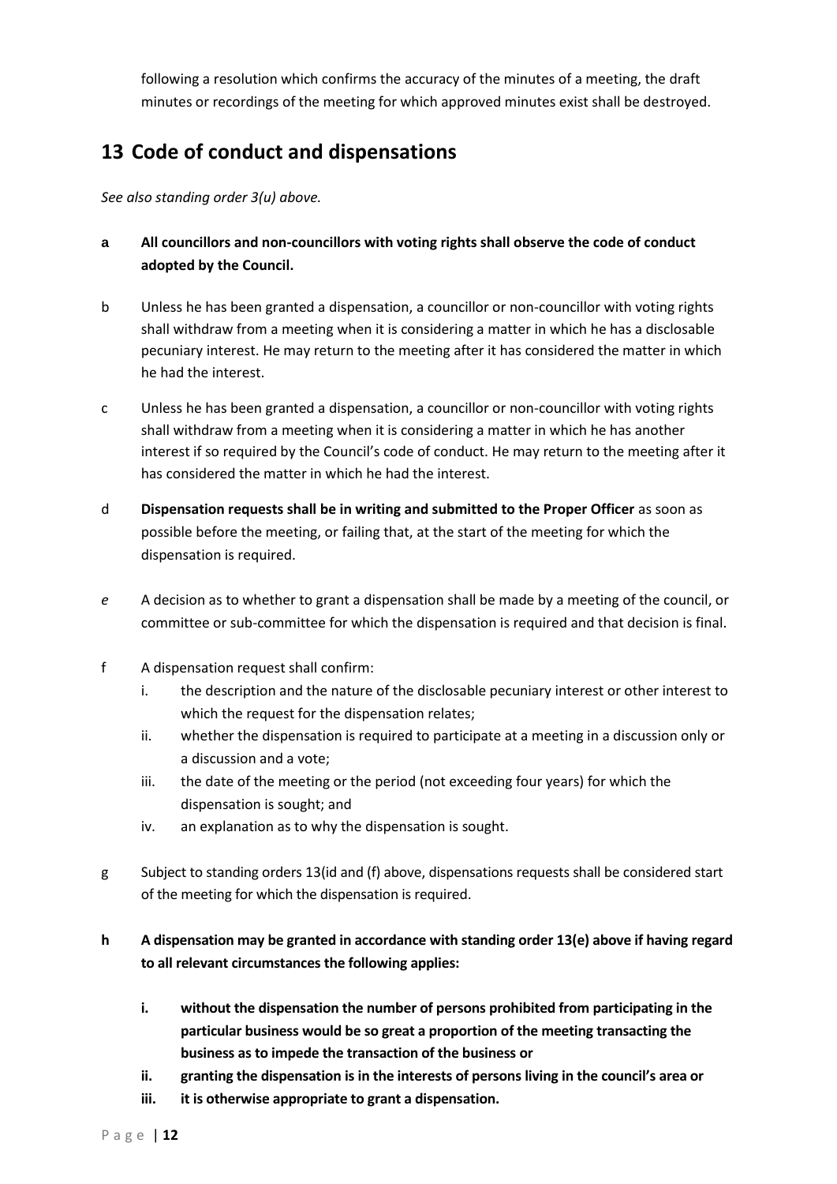following a resolution which confirms the accuracy of the minutes of a meeting, the draft minutes or recordings of the meeting for which approved minutes exist shall be destroyed.

## 13 Code of conduct and dispensations

*See also standing order 3(u) above.*

**a All councillors and non-councillors with voting rights shall observe the code of conduct adopted by the Council.**

b Unless he has been granted a dispensation, a councillor or non-councillor with voting rights shall withdraw from a meeting when it is considering a matter in which he has a disclosable pecuniary interest. He may return to the meeting after it has considered the matter in which he had the interest.

c Unless he has been granted a dispensation, a councillor or non-councillor with voting rights shall withdraw from a meeting when it is considering a matter in which he has another interest if so required by the Council's code of conduct. He may return to the meeting after it has considered the matter in which he had the interest.

d **Dispensation requests shall be in writing and submitted to the Proper Officer** as soon as possible before the meeting, or failing that, at the start of the meeting for which the dispensation is required.

*e* A decision as to whether to grant a dispensation shall be made by a meeting of the council, or committee or sub-committee for which the dispensation is required and that decision is final.

f A dispensation request shall confirm:

  i. the description and the nature of the disclosable pecuniary interest or other interest to which the request for the dispensation relates;
  ii. whether the dispensation is required to participate at a meeting in a discussion only or a discussion and a vote;
  iii. the date of the meeting or the period (not exceeding four years) for which the dispensation is sought; and
  iv. an explanation as to why the dispensation is sought.

g Subject to standing orders 13(id and (f) above, dispensations requests shall be considered start of the meeting for which the dispensation is required.

**h A dispensation may be granted in accordance with standing order 13(e) above if having regard to all relevant circumstances the following applies:**

  **i. without the dispensation the number of persons prohibited from participating in the particular business would be so great a proportion of the meeting transacting the business as to impede the transaction of the business or**
  **ii. granting the dispensation is in the interests of persons living in the council's area or**
  **iii. it is otherwise appropriate to grant a dispensation.**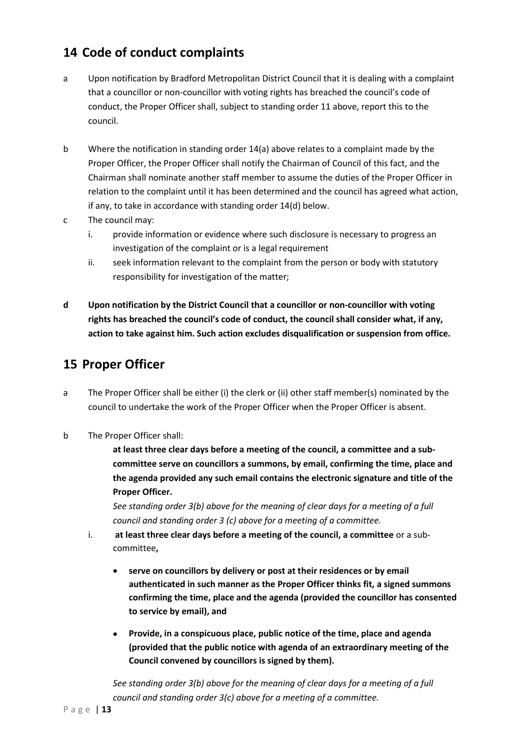## 14 Code of conduct complaints

a Upon notification by Bradford Metropolitan District Council that it is dealing with a complaint that a councillor or non-councillor with voting rights has breached the council's code of conduct, the Proper Officer shall, subject to standing order 11 above, report this to the council.

b Where the notification in standing order 14(a) above relates to a complaint made by the Proper Officer, the Proper Officer shall notify the Chairman of Council of this fact, and the Chairman shall nominate another staff member to assume the duties of the Proper Officer in relation to the complaint until it has been determined and the council has agreed what action, if any, to take in accordance with standing order 14(d) below.

c The council may:

i. provide information or evidence where such disclosure is necessary to progress an investigation of the complaint or is a legal requirement

ii. seek information relevant to the complaint from the person or body with statutory responsibility for investigation of the matter;

**d Upon notification by the District Council that a councillor or non-councillor with voting rights has breached the council's code of conduct, the council shall consider what, if any, action to take against him. Such action excludes disqualification or suspension from office.**

## 15 Proper Officer

a The Proper Officer shall be either (i) the clerk or (ii) other staff member(s) nominated by the council to undertake the work of the Proper Officer when the Proper Officer is absent.

b The Proper Officer shall:

**at least three clear days before a meeting of the council, a committee and a sub-committee serve on councillors a summons, by email, confirming the time, place and the agenda provided any such email contains the electronic signature and title of the Proper Officer.**

*See standing order 3(b) above for the meaning of clear days for a meeting of a full council and standing order 3 (c) above for a meeting of a committee.*

i. **at least three clear days before a meeting of the council, a committee** or a sub-committee**,**

- **serve on councillors by delivery or post at their residences or by email authenticated in such manner as the Proper Officer thinks fit, a signed summons confirming the time, place and the agenda (provided the councillor has consented to service by email), and**

- **Provide, in a conspicuous place, public notice of the time, place and agenda (provided that the public notice with agenda of an extraordinary meeting of the Council convened by councillors is signed by them).**

*See standing order 3(b) above for the meaning of clear days for a meeting of a full council and standing order 3(c) above for a meeting of a committee.*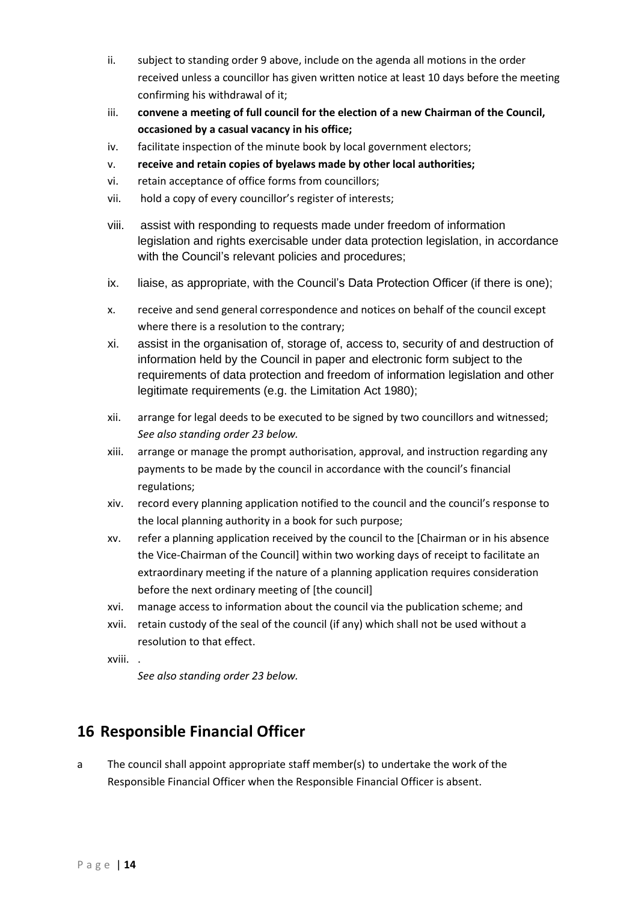ii. subject to standing order 9 above, include on the agenda all motions in the order received unless a councillor has given written notice at least 10 days before the meeting confirming his withdrawal of it;

iii. **convene a meeting of full council for the election of a new Chairman of the Council, occasioned by a casual vacancy in his office;**

iv. facilitate inspection of the minute book by local government electors;

v. **receive and retain copies of byelaws made by other local authorities;**

vi. retain acceptance of office forms from councillors;

vii. hold a copy of every councillor's register of interests;

viii. assist with responding to requests made under freedom of information legislation and rights exercisable under data protection legislation, in accordance with the Council's relevant policies and procedures;

ix. liaise, as appropriate, with the Council's Data Protection Officer (if there is one);

x. receive and send general correspondence and notices on behalf of the council except where there is a resolution to the contrary;

xi. assist in the organisation of, storage of, access to, security of and destruction of information held by the Council in paper and electronic form subject to the requirements of data protection and freedom of information legislation and other legitimate requirements (e.g. the Limitation Act 1980);

xii. arrange for legal deeds to be executed to be signed by two councillors and witnessed; *See also standing order 23 below.*

xiii. arrange or manage the prompt authorisation, approval, and instruction regarding any payments to be made by the council in accordance with the council's financial regulations;

xiv. record every planning application notified to the council and the council's response to the local planning authority in a book for such purpose;

xv. refer a planning application received by the council to the [Chairman or in his absence the Vice-Chairman of the Council] within two working days of receipt to facilitate an extraordinary meeting if the nature of a planning application requires consideration before the next ordinary meeting of [the council]

xvi. manage access to information about the council via the publication scheme; and

xvii. retain custody of the seal of the council (if any) which shall not be used without a resolution to that effect.

xviii. .

*See also standing order 23 below.*

## 16 Responsible Financial Officer

a The council shall appoint appropriate staff member(s) to undertake the work of the Responsible Financial Officer when the Responsible Financial Officer is absent.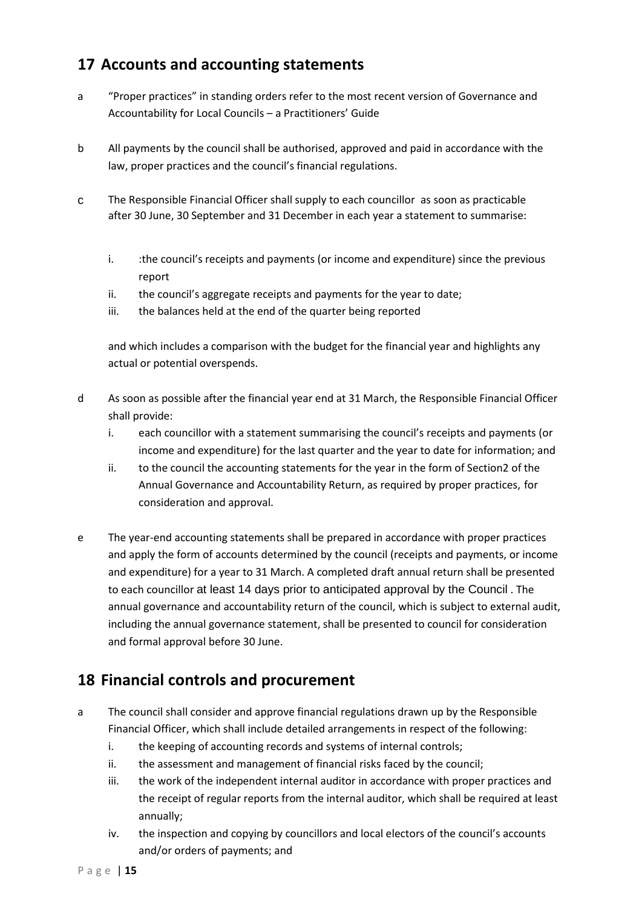## 17 Accounts and accounting statements

a "Proper practices" in standing orders refer to the most recent version of Governance and Accountability for Local Councils – a Practitioners' Guide

b All payments by the council shall be authorised, approved and paid in accordance with the law, proper practices and the council's financial regulations.

c The Responsible Financial Officer shall supply to each councillor as soon as practicable after 30 June, 30 September and 31 December in each year a statement to summarise:

   i. :the council's receipts and payments (or income and expenditure) since the previous report
   ii. the council's aggregate receipts and payments for the year to date;
   iii. the balances held at the end of the quarter being reported

   and which includes a comparison with the budget for the financial year and highlights any actual or potential overspends.

d As soon as possible after the financial year end at 31 March, the Responsible Financial Officer shall provide:

   i. each councillor with a statement summarising the council's receipts and payments (or income and expenditure) for the last quarter and the year to date for information; and
   ii. to the council the accounting statements for the year in the form of Section2 of the Annual Governance and Accountability Return, as required by proper practices, for consideration and approval.

e The year-end accounting statements shall be prepared in accordance with proper practices and apply the form of accounts determined by the council (receipts and payments, or income and expenditure) for a year to 31 March. A completed draft annual return shall be presented to each councillor at least 14 days prior to anticipated approval by the Council . The annual governance and accountability return of the council, which is subject to external audit, including the annual governance statement, shall be presented to council for consideration and formal approval before 30 June.

## 18 Financial controls and procurement

a The council shall consider and approve financial regulations drawn up by the Responsible Financial Officer, which shall include detailed arrangements in respect of the following:

   i. the keeping of accounting records and systems of internal controls;
   ii. the assessment and management of financial risks faced by the council;
   iii. the work of the independent internal auditor in accordance with proper practices and the receipt of regular reports from the internal auditor, which shall be required at least annually;
   iv. the inspection and copying by councillors and local electors of the council's accounts and/or orders of payments; and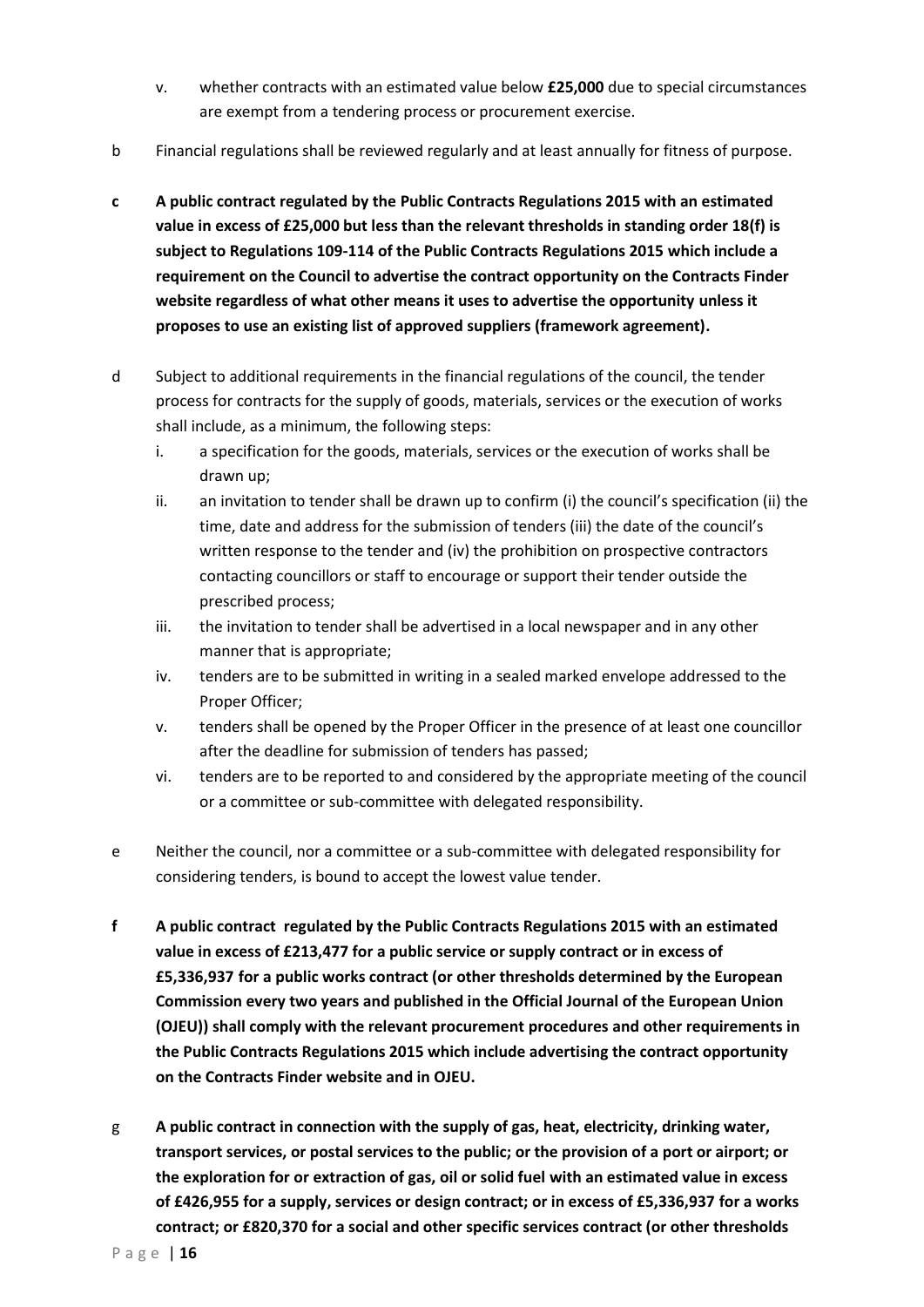v. whether contracts with an estimated value below **£25,000** due to special circumstances are exempt from a tendering process or procurement exercise.

b Financial regulations shall be reviewed regularly and at least annually for fitness of purpose.

**c A public contract regulated by the Public Contracts Regulations 2015 with an estimated value in excess of £25,000 but less than the relevant thresholds in standing order 18(f) is subject to Regulations 109-114 of the Public Contracts Regulations 2015 which include a requirement on the Council to advertise the contract opportunity on the Contracts Finder website regardless of what other means it uses to advertise the opportunity unless it proposes to use an existing list of approved suppliers (framework agreement).**

d Subject to additional requirements in the financial regulations of the council, the tender process for contracts for the supply of goods, materials, services or the execution of works shall include, as a minimum, the following steps:

i. a specification for the goods, materials, services or the execution of works shall be drawn up;

ii. an invitation to tender shall be drawn up to confirm (i) the council's specification (ii) the time, date and address for the submission of tenders (iii) the date of the council's written response to the tender and (iv) the prohibition on prospective contractors contacting councillors or staff to encourage or support their tender outside the prescribed process;

iii. the invitation to tender shall be advertised in a local newspaper and in any other manner that is appropriate;

iv. tenders are to be submitted in writing in a sealed marked envelope addressed to the Proper Officer;

v. tenders shall be opened by the Proper Officer in the presence of at least one councillor after the deadline for submission of tenders has passed;

vi. tenders are to be reported to and considered by the appropriate meeting of the council or a committee or sub-committee with delegated responsibility.

e Neither the council, nor a committee or a sub-committee with delegated responsibility for considering tenders, is bound to accept the lowest value tender.

**f A public contract regulated by the Public Contracts Regulations 2015 with an estimated value in excess of £213,477 for a public service or supply contract or in excess of £5,336,937 for a public works contract (or other thresholds determined by the European Commission every two years and published in the Official Journal of the European Union (OJEU)) shall comply with the relevant procurement procedures and other requirements in the Public Contracts Regulations 2015 which include advertising the contract opportunity on the Contracts Finder website and in OJEU.**

**g A public contract in connection with the supply of gas, heat, electricity, drinking water, transport services, or postal services to the public; or the provision of a port or airport; or the exploration for or extraction of gas, oil or solid fuel with an estimated value in excess of £426,955 for a supply, services or design contract; or in excess of £5,336,937 for a works contract; or £820,370 for a social and other specific services contract (or other thresholds**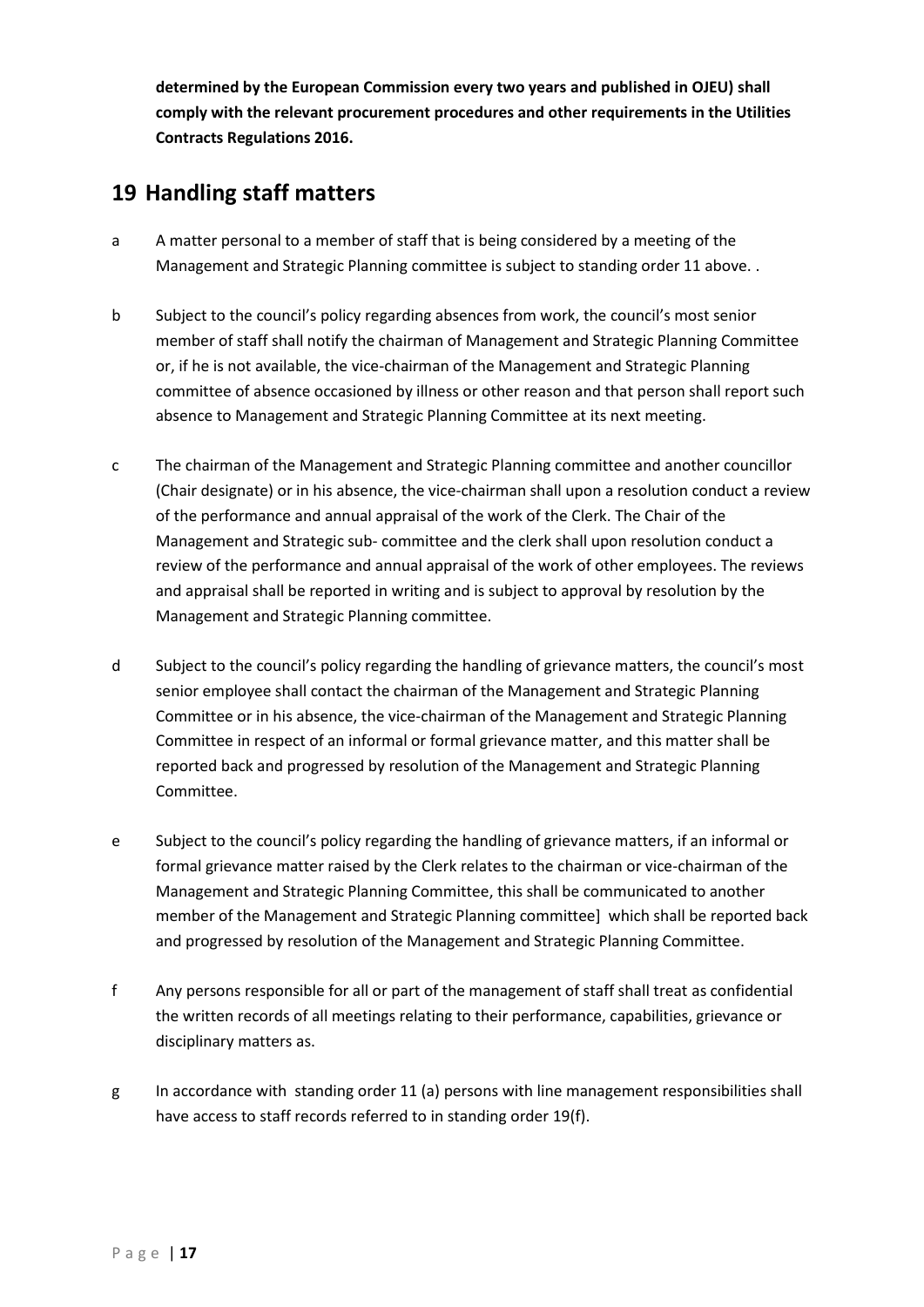**determined by the European Commission every two years and published in OJEU) shall comply with the relevant procurement procedures and other requirements in the Utilities Contracts Regulations 2016.**

## 19 Handling staff matters

a A matter personal to a member of staff that is being considered by a meeting of the Management and Strategic Planning committee is subject to standing order 11 above. .

b Subject to the council's policy regarding absences from work, the council's most senior member of staff shall notify the chairman of Management and Strategic Planning Committee or, if he is not available, the vice-chairman of the Management and Strategic Planning committee of absence occasioned by illness or other reason and that person shall report such absence to Management and Strategic Planning Committee at its next meeting.

c The chairman of the Management and Strategic Planning committee and another councillor (Chair designate) or in his absence, the vice-chairman shall upon a resolution conduct a review of the performance and annual appraisal of the work of the Clerk. The Chair of the Management and Strategic sub- committee and the clerk shall upon resolution conduct a review of the performance and annual appraisal of the work of other employees. The reviews and appraisal shall be reported in writing and is subject to approval by resolution by the Management and Strategic Planning committee.

d Subject to the council's policy regarding the handling of grievance matters, the council's most senior employee shall contact the chairman of the Management and Strategic Planning Committee or in his absence, the vice-chairman of the Management and Strategic Planning Committee in respect of an informal or formal grievance matter, and this matter shall be reported back and progressed by resolution of the Management and Strategic Planning Committee.

e Subject to the council's policy regarding the handling of grievance matters, if an informal or formal grievance matter raised by the Clerk relates to the chairman or vice-chairman of the Management and Strategic Planning Committee, this shall be communicated to another member of the Management and Strategic Planning committee] which shall be reported back and progressed by resolution of the Management and Strategic Planning Committee.

f Any persons responsible for all or part of the management of staff shall treat as confidential the written records of all meetings relating to their performance, capabilities, grievance or disciplinary matters as.

g In accordance with standing order 11 (a) persons with line management responsibilities shall have access to staff records referred to in standing order 19(f).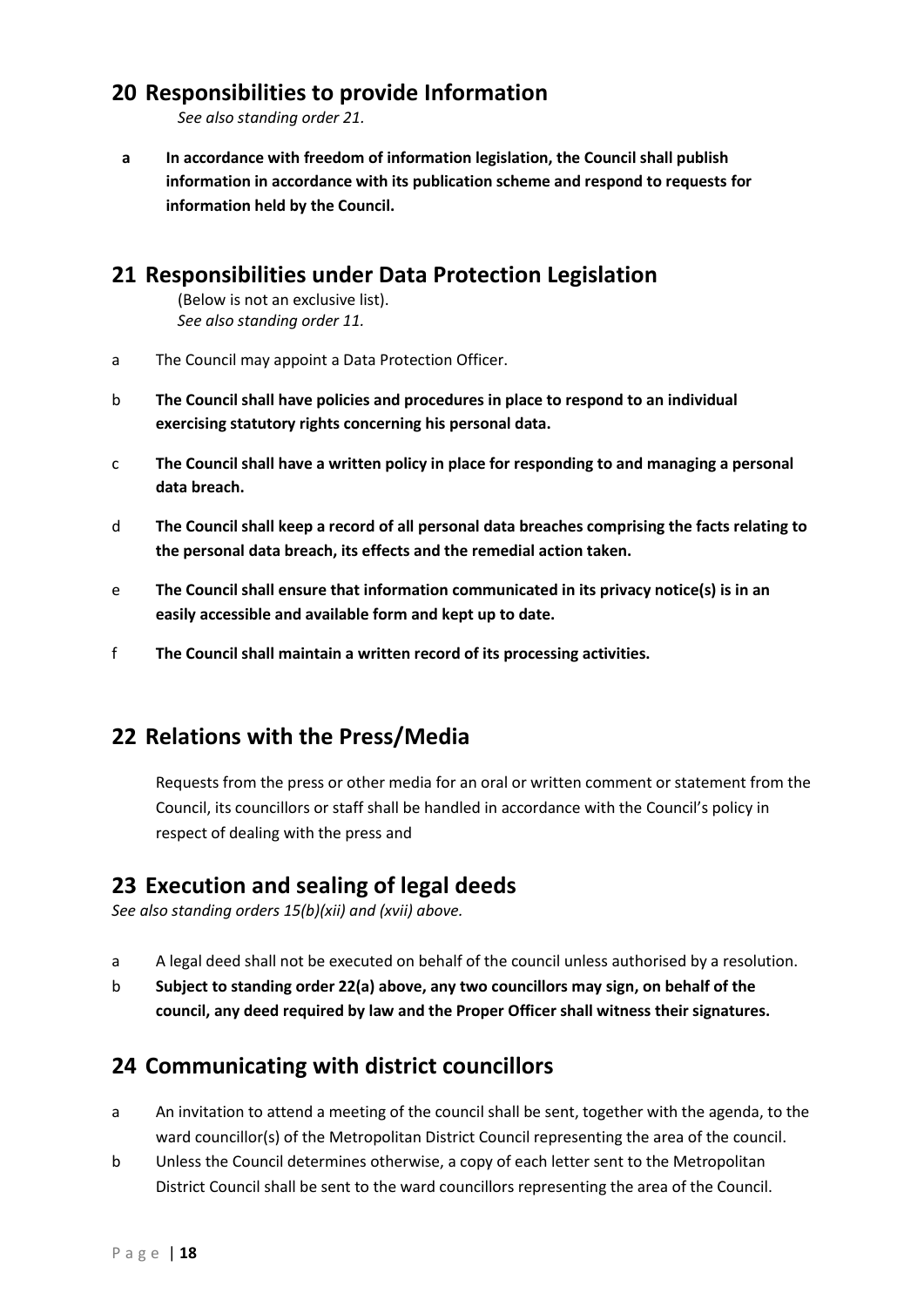## 20 Responsibilities to provide Information

*See also standing order 21.*

**a** **In accordance with freedom of information legislation, the Council shall publish information in accordance with its publication scheme and respond to requests for information held by the Council.**

## 21 Responsibilities under Data Protection Legislation

(Below is not an exclusive list).
*See also standing order 11.*

a The Council may appoint a Data Protection Officer.

b **The Council shall have policies and procedures in place to respond to an individual exercising statutory rights concerning his personal data.**

c **The Council shall have a written policy in place for responding to and managing a personal data breach.**

d **The Council shall keep a record of all personal data breaches comprising the facts relating to the personal data breach, its effects and the remedial action taken.**

e **The Council shall ensure that information communicated in its privacy notice(s) is in an easily accessible and available form and kept up to date.**

f **The Council shall maintain a written record of its processing activities.**

## 22 Relations with the Press/Media

Requests from the press or other media for an oral or written comment or statement from the Council, its councillors or staff shall be handled in accordance with the Council's policy in respect of dealing with the press and

## 23 Execution and sealing of legal deeds

*See also standing orders 15(b)(xii) and (xvii) above.*

a A legal deed shall not be executed on behalf of the council unless authorised by a resolution.

b **Subject to standing order 22(a) above, any two councillors may sign, on behalf of the council, any deed required by law and the Proper Officer shall witness their signatures.**

## 24 Communicating with district councillors

a An invitation to attend a meeting of the council shall be sent, together with the agenda, to the ward councillor(s) of the Metropolitan District Council representing the area of the council.

b Unless the Council determines otherwise, a copy of each letter sent to the Metropolitan District Council shall be sent to the ward councillors representing the area of the Council.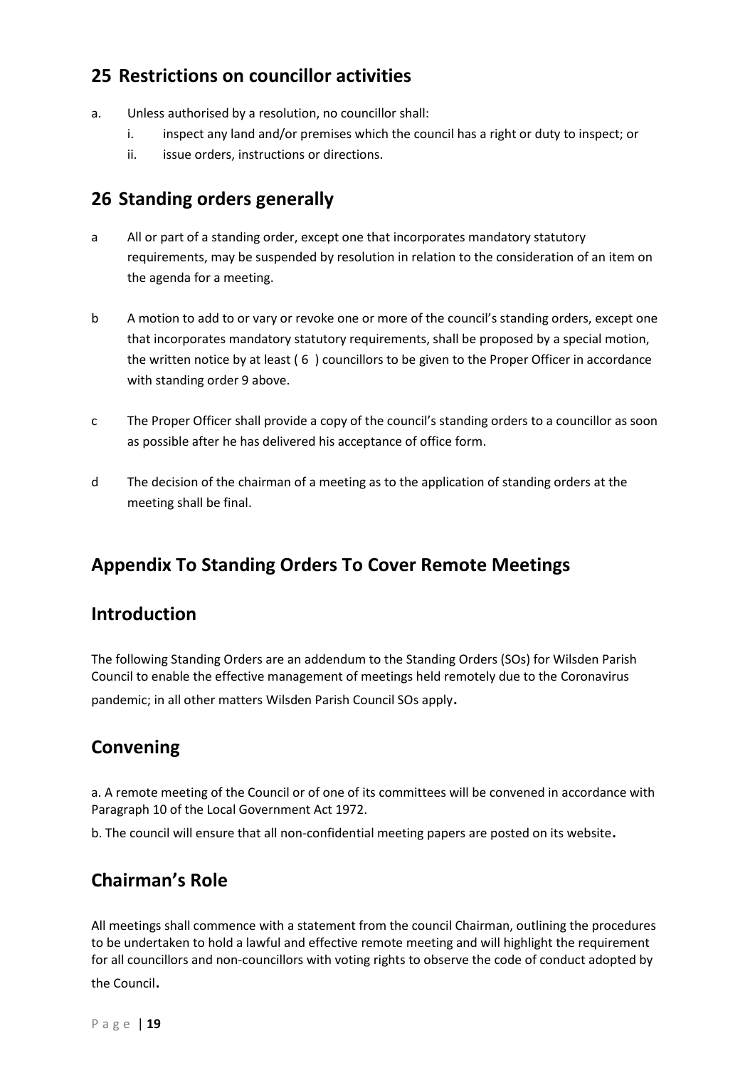## 25 Restrictions on councillor activities

a. Unless authorised by a resolution, no councillor shall:
   i. inspect any land and/or premises which the council has a right or duty to inspect; or
   ii. issue orders, instructions or directions.

## 26 Standing orders generally

a All or part of a standing order, except one that incorporates mandatory statutory requirements, may be suspended by resolution in relation to the consideration of an item on the agenda for a meeting.

b A motion to add to or vary or revoke one or more of the council's standing orders, except one that incorporates mandatory statutory requirements, shall be proposed by a special motion, the written notice by at least ( 6 ) councillors to be given to the Proper Officer in accordance with standing order 9 above.

c The Proper Officer shall provide a copy of the council's standing orders to a councillor as soon as possible after he has delivered his acceptance of office form.

d The decision of the chairman of a meeting as to the application of standing orders at the meeting shall be final.

## Appendix To Standing Orders To Cover Remote Meetings

## Introduction

The following Standing Orders are an addendum to the Standing Orders (SOs) for Wilsden Parish Council to enable the effective management of meetings held remotely due to the Coronavirus pandemic; in all other matters Wilsden Parish Council SOs apply.

## Convening

a. A remote meeting of the Council or of one of its committees will be convened in accordance with Paragraph 10 of the Local Government Act 1972.

b. The council will ensure that all non-confidential meeting papers are posted on its website.

## Chairman's Role

All meetings shall commence with a statement from the council Chairman, outlining the procedures to be undertaken to hold a lawful and effective remote meeting and will highlight the requirement for all councillors and non-councillors with voting rights to observe the code of conduct adopted by the Council.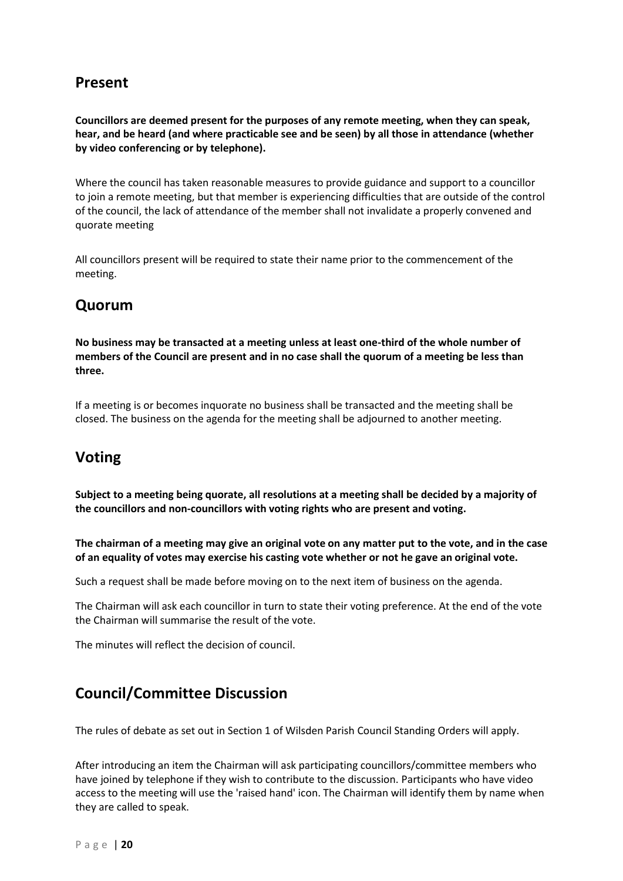## Present

**Councillors are deemed present for the purposes of any remote meeting, when they can speak, hear, and be heard (and where practicable see and be seen) by all those in attendance (whether by video conferencing or by telephone).**

Where the council has taken reasonable measures to provide guidance and support to a councillor to join a remote meeting, but that member is experiencing difficulties that are outside of the control of the council, the lack of attendance of the member shall not invalidate a properly convened and quorate meeting

All councillors present will be required to state their name prior to the commencement of the meeting.

## Quorum

**No business may be transacted at a meeting unless at least one-third of the whole number of members of the Council are present and in no case shall the quorum of a meeting be less than three.**

If a meeting is or becomes inquorate no business shall be transacted and the meeting shall be closed. The business on the agenda for the meeting shall be adjourned to another meeting.

## Voting

**Subject to a meeting being quorate, all resolutions at a meeting shall be decided by a majority of the councillors and non-councillors with voting rights who are present and voting.**

**The chairman of a meeting may give an original vote on any matter put to the vote, and in the case of an equality of votes may exercise his casting vote whether or not he gave an original vote.**

Such a request shall be made before moving on to the next item of business on the agenda.

The Chairman will ask each councillor in turn to state their voting preference. At the end of the vote the Chairman will summarise the result of the vote.

The minutes will reflect the decision of council.

## Council/Committee Discussion

The rules of debate as set out in Section 1 of Wilsden Parish Council Standing Orders will apply.

After introducing an item the Chairman will ask participating councillors/committee members who have joined by telephone if they wish to contribute to the discussion. Participants who have video access to the meeting will use the 'raised hand' icon. The Chairman will identify them by name when they are called to speak.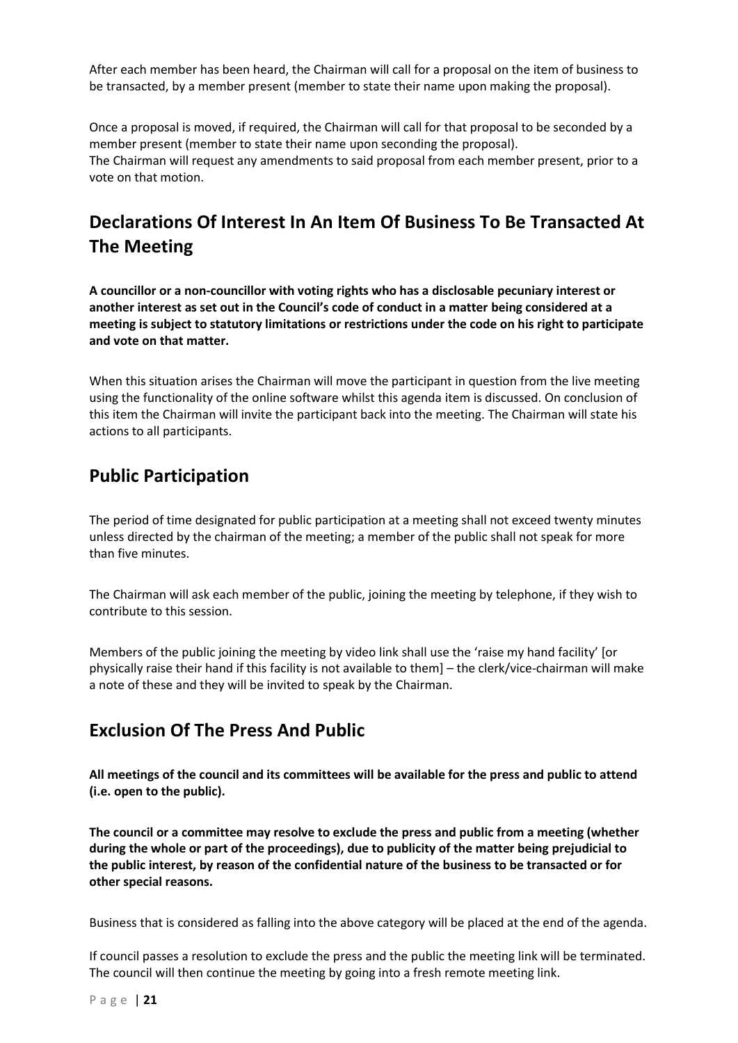After each member has been heard, the Chairman will call for a proposal on the item of business to be transacted, by a member present (member to state their name upon making the proposal).

Once a proposal is moved, if required, the Chairman will call for that proposal to be seconded by a member present (member to state their name upon seconding the proposal).
The Chairman will request any amendments to said proposal from each member present, prior to a vote on that motion.

## Declarations Of Interest In An Item Of Business To Be Transacted At The Meeting

**A councillor or a non-councillor with voting rights who has a disclosable pecuniary interest or another interest as set out in the Council's code of conduct in a matter being considered at a meeting is subject to statutory limitations or restrictions under the code on his right to participate and vote on that matter.**

When this situation arises the Chairman will move the participant in question from the live meeting using the functionality of the online software whilst this agenda item is discussed. On conclusion of this item the Chairman will invite the participant back into the meeting. The Chairman will state his actions to all participants.

## Public Participation

The period of time designated for public participation at a meeting shall not exceed twenty minutes unless directed by the chairman of the meeting; a member of the public shall not speak for more than five minutes.

The Chairman will ask each member of the public, joining the meeting by telephone, if they wish to contribute to this session.

Members of the public joining the meeting by video link shall use the 'raise my hand facility' [or physically raise their hand if this facility is not available to them] – the clerk/vice-chairman will make a note of these and they will be invited to speak by the Chairman.

## Exclusion Of The Press And Public

**All meetings of the council and its committees will be available for the press and public to attend (i.e. open to the public).**

**The council or a committee may resolve to exclude the press and public from a meeting (whether during the whole or part of the proceedings), due to publicity of the matter being prejudicial to the public interest, by reason of the confidential nature of the business to be transacted or for other special reasons.**

Business that is considered as falling into the above category will be placed at the end of the agenda.

If council passes a resolution to exclude the press and the public the meeting link will be terminated. The council will then continue the meeting by going into a fresh remote meeting link.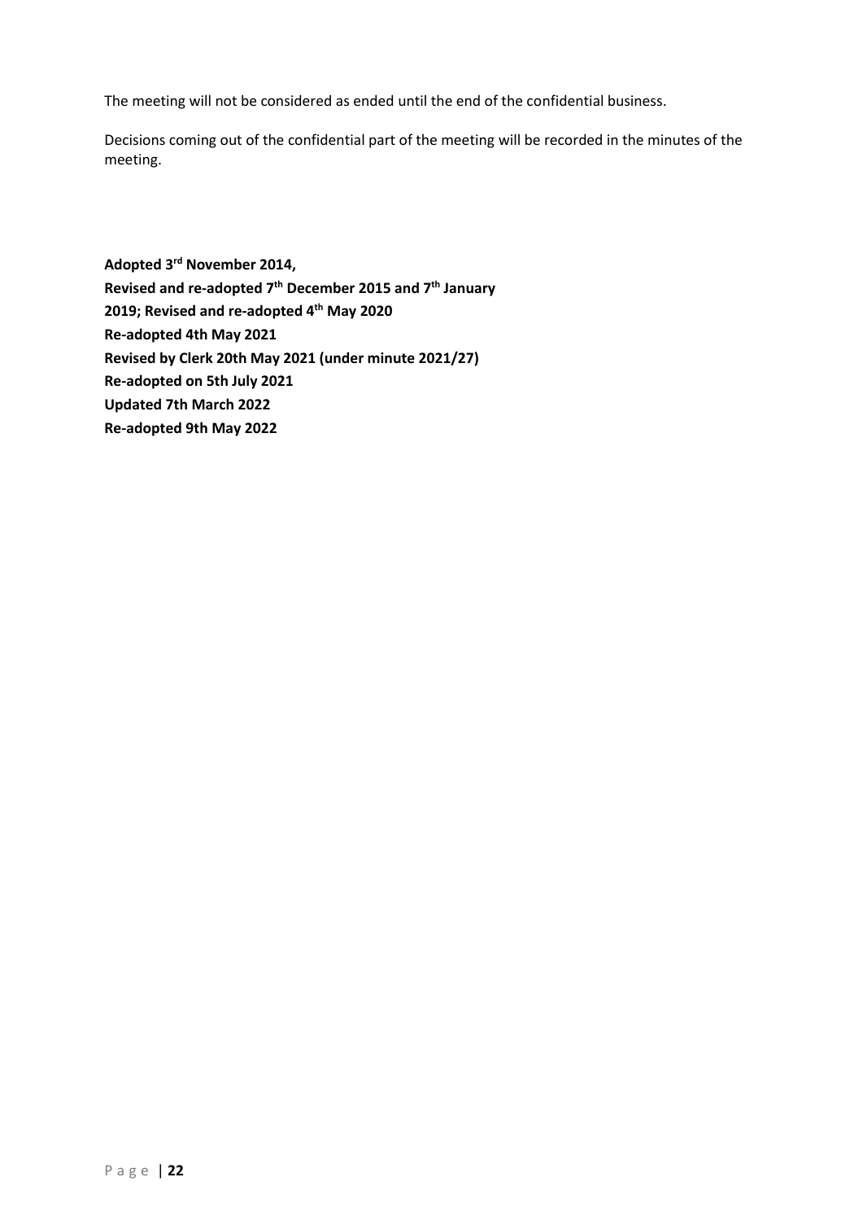The meeting will not be considered as ended until the end of the confidential business.

Decisions coming out of the confidential part of the meeting will be recorded in the minutes of the meeting.

**Adopted 3rd November 2014,**
**Revised and re-adopted 7th December 2015 and 7th January 2019; Revised and re-adopted 4th May 2020**
**Re-adopted 4th May 2021**
**Revised by Clerk 20th May 2021 (under minute 2021/27)**
**Re-adopted on 5th July 2021**
**Updated 7th March 2022**
**Re-adopted 9th May 2022**